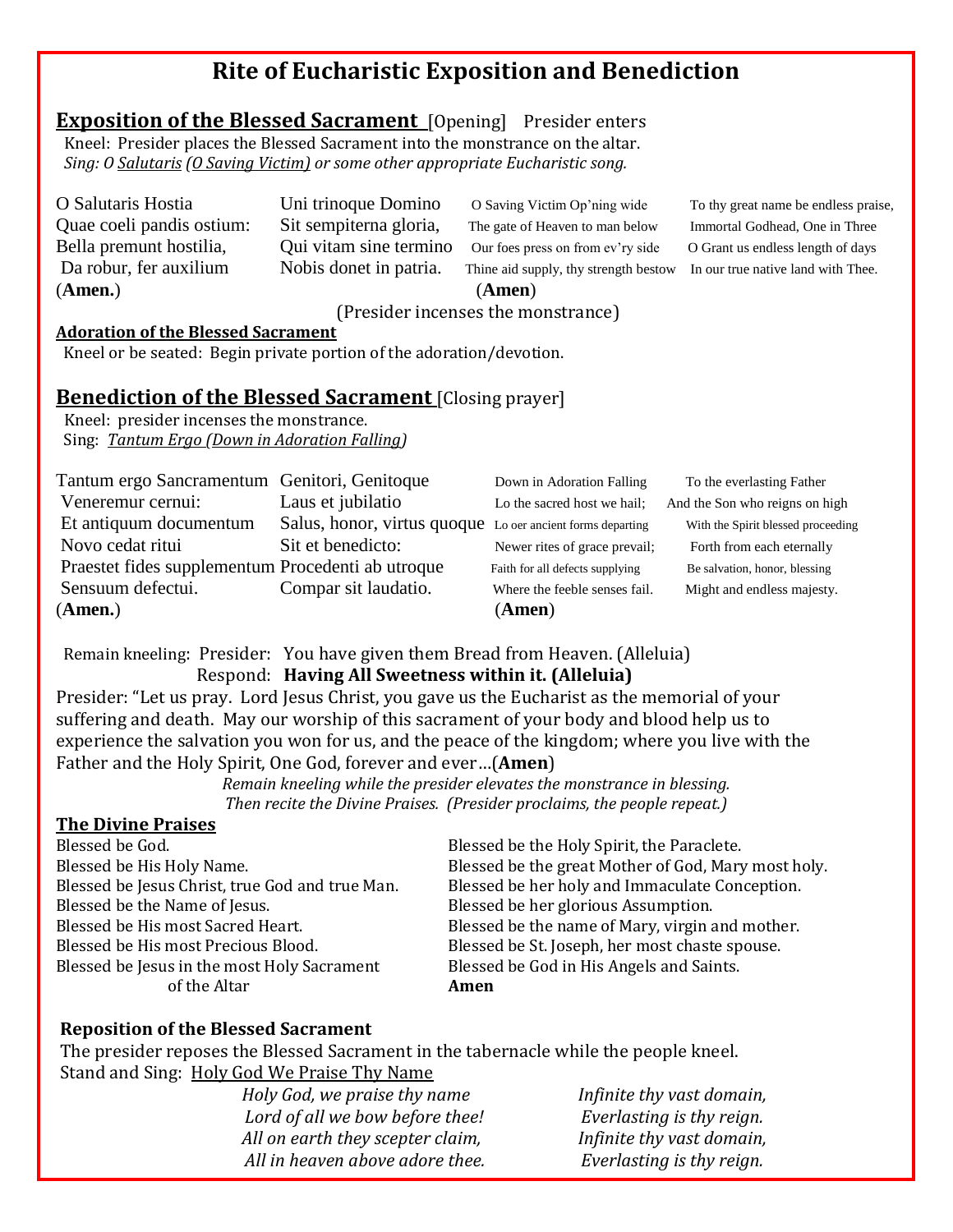# Rite of Eucharistic Exposition and Benediction

## Exposition of the Blessed Sacrament [Opening] Presider enters

Kneel: Presider places the Blessed Sacrament into the monstrance on the altar.

*Sing: O Salutaris (O Saving Victim) or some other appropriate Eucharistic song.*

O Salutaris Hostia
Quae coeli pandis ostium:
Bella premunt hostilia,
Da robur, fer auxilium
Uni trinoque Domino
Sit sempiterna gloria,
Qui vitam sine termino
Nobis donet in patria.
(**Amen.**)

O Saving Victim Op'ning wide
The gate of Heaven to man below
Our foes press on from ev'ry side
Thine aid supply, thy strength bestow
To thy great name be endless praise,
Immortal Godhead, One in Three
O Grant us endless length of days
In our true native land with Thee.
(**Amen**)

(Presider incenses the monstrance)

### Adoration of the Blessed Sacrament

Kneel or be seated: Begin private portion of the adoration/devotion.

## Benediction of the Blessed Sacrament [Closing prayer]

Kneel: presider incenses the monstrance.

Sing: *Tantum Ergo (Down in Adoration Falling)*

Tantum ergo Sancramentum
Veneremur cernui:
Et antiquum documentum
Novo cedat ritui
Praestet fides supplementum
Sensuum defectui.
Genitori, Genitoque
Laus et jubilatio
Salus, honor, virtus quoque
Sit et benedicto:
Procedenti ab utroque
Compar sit laudatio.
(**Amen.**)

Down in Adoration Falling
Lo the sacred host we hail;
Lo oer ancient forms departing
Newer rites of grace prevail;
Faith for all defects supplying
Where the feeble senses fail.
To the everlasting Father
And the Son who reigns on high
With the Spirit blessed proceeding
Forth from each eternally
Be salvation, honor, blessing
Might and endless majesty.
(**Amen**)

Remain kneeling: Presider: You have given them Bread from Heaven. (Alleluia)
Respond: **Having All Sweetness within it. (Alleluia)**

Presider: "Let us pray. Lord Jesus Christ, you gave us the Eucharist as the memorial of your suffering and death. May our worship of this sacrament of your body and blood help us to experience the salvation you won for us, and the peace of the kingdom; where you live with the Father and the Holy Spirit, One God, forever and ever…(**Amen**)

*Remain kneeling while the presider elevates the monstrance in blessing.*
*Then recite the Divine Praises. (Presider proclaims, the people repeat.)*

### The Divine Praises

Blessed be God.
Blessed be His Holy Name.
Blessed be Jesus Christ, true God and true Man.
Blessed be the Name of Jesus.
Blessed be His most Sacred Heart.
Blessed be His most Precious Blood.
Blessed be Jesus in the most Holy Sacrament of the Altar
Blessed be the Holy Spirit, the Paraclete.
Blessed be the great Mother of God, Mary most holy.
Blessed be her holy and Immaculate Conception.
Blessed be her glorious Assumption.
Blessed be the name of Mary, virgin and mother.
Blessed be St. Joseph, her most chaste spouse.
Blessed be God in His Angels and Saints.
**Amen**

### Reposition of the Blessed Sacrament

The presider reposes the Blessed Sacrament in the tabernacle while the people kneel.

Stand and Sing: Holy God We Praise Thy Name

*Holy God, we praise thy name*
*Lord of all we bow before thee!*
*All on earth they scepter claim,*
*All in heaven above adore thee.*
*Infinite thy vast domain,*
*Everlasting is thy reign.*
*Infinite thy vast domain,*
*Everlasting is thy reign.*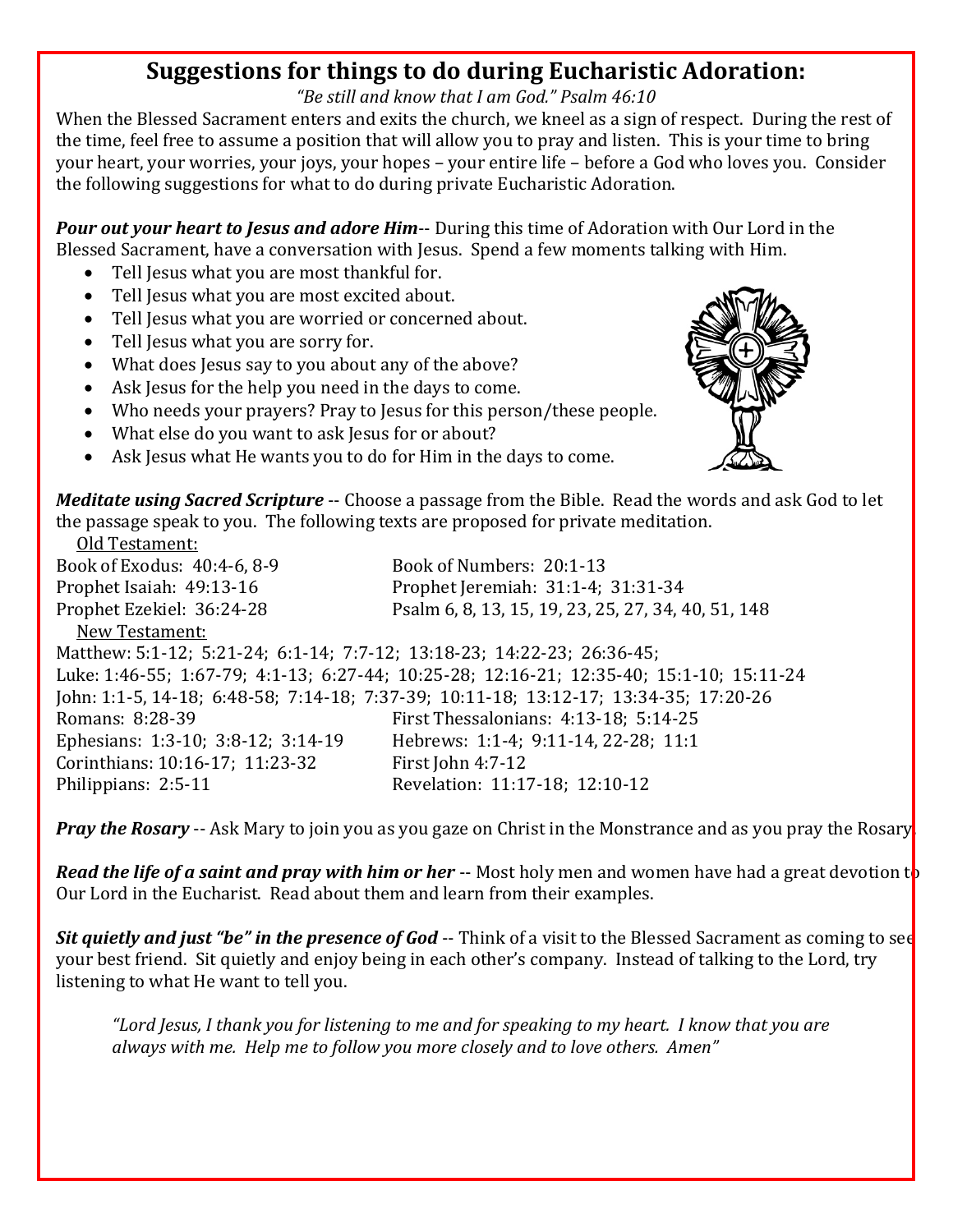## Suggestions for things to do during Eucharistic Adoration:

*"Be still and know that I am God." Psalm 46:10*

When the Blessed Sacrament enters and exits the church, we kneel as a sign of respect. During the rest of the time, feel free to assume a position that will allow you to pray and listen. This is your time to bring your heart, your worries, your joys, your hopes – your entire life – before a God who loves you. Consider the following suggestions for what to do during private Eucharistic Adoration.

***Pour out your heart to Jesus and adore Him***-- During this time of Adoration with Our Lord in the Blessed Sacrament, have a conversation with Jesus. Spend a few moments talking with Him.

- Tell Jesus what you are most thankful for.
- Tell Jesus what you are most excited about.
- Tell Jesus what you are worried or concerned about.
- Tell Jesus what you are sorry for.
- What does Jesus say to you about any of the above?
- Ask Jesus for the help you need in the days to come.
- Who needs your prayers? Pray to Jesus for this person/these people.
- What else do you want to ask Jesus for or about?
- Ask Jesus what He wants you to do for Him in the days to come.

***Meditate using Sacred Scripture*** -- Choose a passage from the Bible. Read the words and ask God to let the passage speak to you. The following texts are proposed for private meditation.

Old Testament:

Book of Exodus: 40:4-6, 8-9
Book of Numbers: 20:1-13
Prophet Isaiah: 49:13-16
Prophet Jeremiah: 31:1-4; 31:31-34
Prophet Ezekiel: 36:24-28
Psalm 6, 8, 13, 15, 19, 23, 25, 27, 34, 40, 51, 148

New Testament:

Matthew: 5:1-12; 5:21-24; 6:1-14; 7:7-12; 13:18-23; 14:22-23; 26:36-45;
Luke: 1:46-55; 1:67-79; 4:1-13; 6:27-44; 10:25-28; 12:16-21; 12:35-40; 15:1-10; 15:11-24
John: 1:1-5, 14-18; 6:48-58; 7:14-18; 7:37-39; 10:11-18; 13:12-17; 13:34-35; 17:20-26
Romans: 8:28-39
First Thessalonians: 4:13-18; 5:14-25
Ephesians: 1:3-10; 3:8-12; 3:14-19
Hebrews: 1:1-4; 9:11-14, 22-28; 11:1
Corinthians: 10:16-17; 11:23-32
First John 4:7-12
Philippians: 2:5-11
Revelation: 11:17-18; 12:10-12

***Pray the Rosary*** -- Ask Mary to join you as you gaze on Christ in the Monstrance and as you pray the Rosary.

***Read the life of a saint and pray with him or her*** -- Most holy men and women have had a great devotion to Our Lord in the Eucharist. Read about them and learn from their examples.

***Sit quietly and just "be" in the presence of God*** -- Think of a visit to the Blessed Sacrament as coming to see your best friend. Sit quietly and enjoy being in each other's company. Instead of talking to the Lord, try listening to what He want to tell you.

*"Lord Jesus, I thank you for listening to me and for speaking to my heart. I know that you are always with me. Help me to follow you more closely and to love others. Amen"*